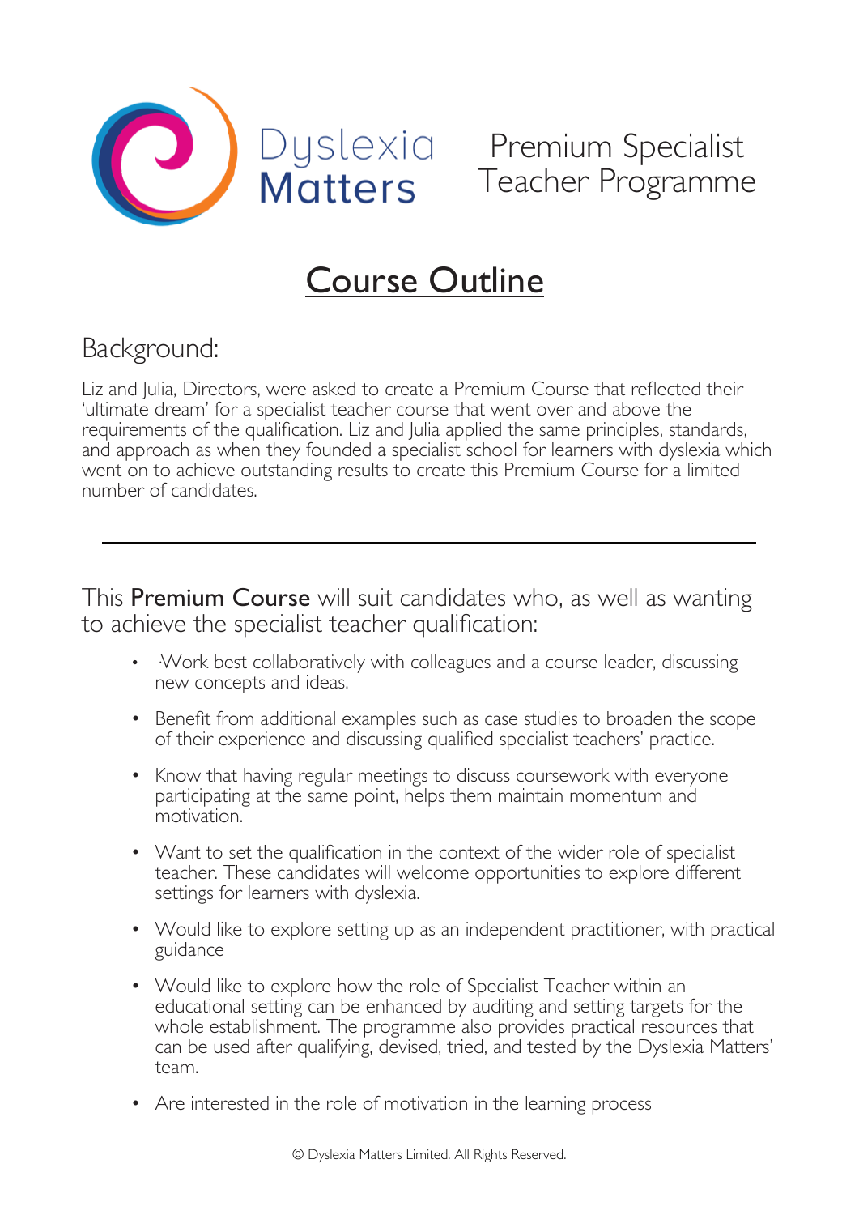Dyslexia Matters

Premium Specialist Teacher Programme

# Course Outline

## Background:

Liz and Julia, Directors, were asked to create a Premium Course that reflected their 'ultimate dream' for a specialist teacher course that went over and above the requirements of the qualification. Liz and Julia applied the same principles, standards, and approach as when they founded a specialist school for learners with dyslexia which went on to achieve outstanding results to create this Premium Course for a limited number of candidates.

---

This **Premium Course** will suit candidates who, as well as wanting to achieve the specialist teacher qualification:

- ·Work best collaboratively with colleagues and a course leader, discussing new concepts and ideas.
- Benefit from additional examples such as case studies to broaden the scope of their experience and discussing qualified specialist teachers' practice.
- Know that having regular meetings to discuss coursework with everyone participating at the same point, helps them maintain momentum and motivation.
- Want to set the qualification in the context of the wider role of specialist teacher. These candidates will welcome opportunities to explore different settings for learners with dyslexia.
- Would like to explore setting up as an independent practitioner, with practical guidance
- Would like to explore how the role of Specialist Teacher within an educational setting can be enhanced by auditing and setting targets for the whole establishment. The programme also provides practical resources that can be used after qualifying, devised, tried, and tested by the Dyslexia Matters' team.
- Are interested in the role of motivation in the learning process

© Dyslexia Matters Limited. All Rights Reserved.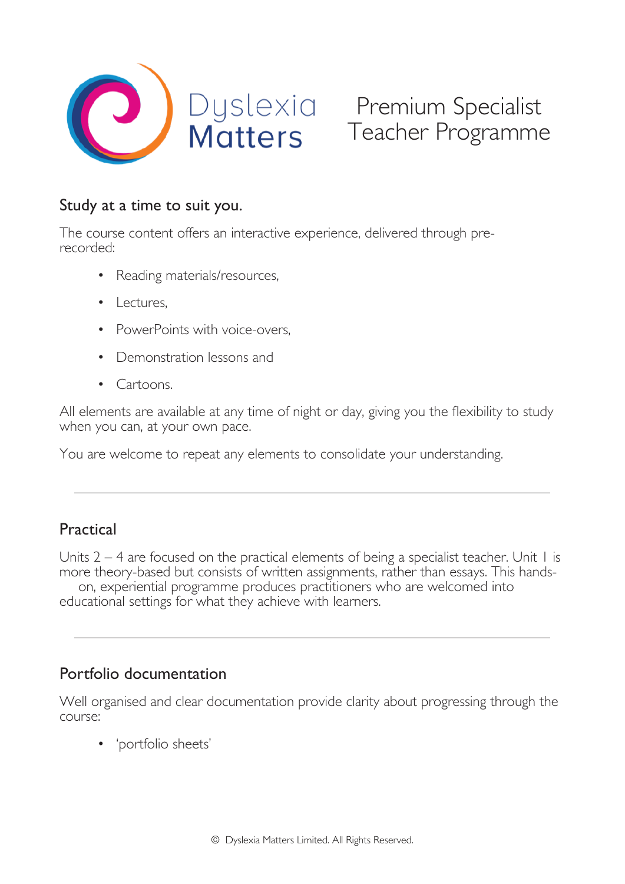Dyslexia Matters

# Premium Specialist Teacher Programme

## Study at a time to suit you.

The course content offers an interactive experience, delivered through pre-recorded:

- Reading materials/resources,
- Lectures,
- PowerPoints with voice-overs,
- Demonstration lessons and
- Cartoons.

All elements are available at any time of night or day, giving you the flexibility to study when you can, at your own pace.

You are welcome to repeat any elements to consolidate your understanding.

---

## Practical

Units 2 – 4 are focused on the practical elements of being a specialist teacher. Unit 1 is more theory-based but consists of written assignments, rather than essays. This hands-on, experiential programme produces practitioners who are welcomed into educational settings for what they achieve with learners.

---

## Portfolio documentation

Well organised and clear documentation provide clarity about progressing through the course:

- 'portfolio sheets'

© Dyslexia Matters Limited. All Rights Reserved.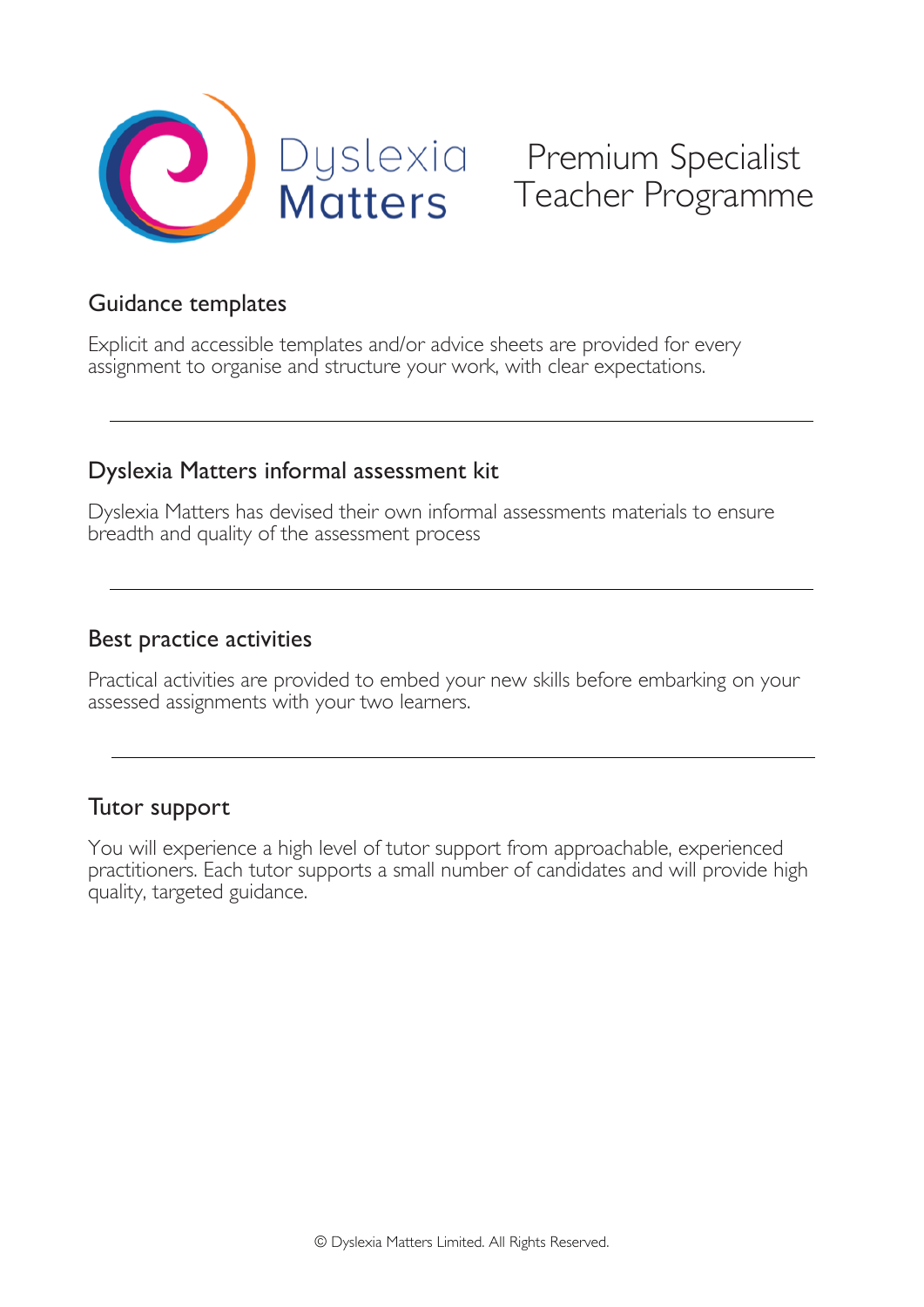Dyslexia Matters

Premium Specialist Teacher Programme

## Guidance templates

Explicit and accessible templates and/or advice sheets are provided for every assignment to organise and structure your work, with clear expectations.

---

## Dyslexia Matters informal assessment kit

Dyslexia Matters has devised their own informal assessments materials to ensure breadth and quality of the assessment process

---

## Best practice activities

Practical activities are provided to embed your new skills before embarking on your assessed assignments with your two learners.

---

## Tutor support

You will experience a high level of tutor support from approachable, experienced practitioners. Each tutor supports a small number of candidates and will provide high quality, targeted guidance.

© Dyslexia Matters Limited. All Rights Reserved.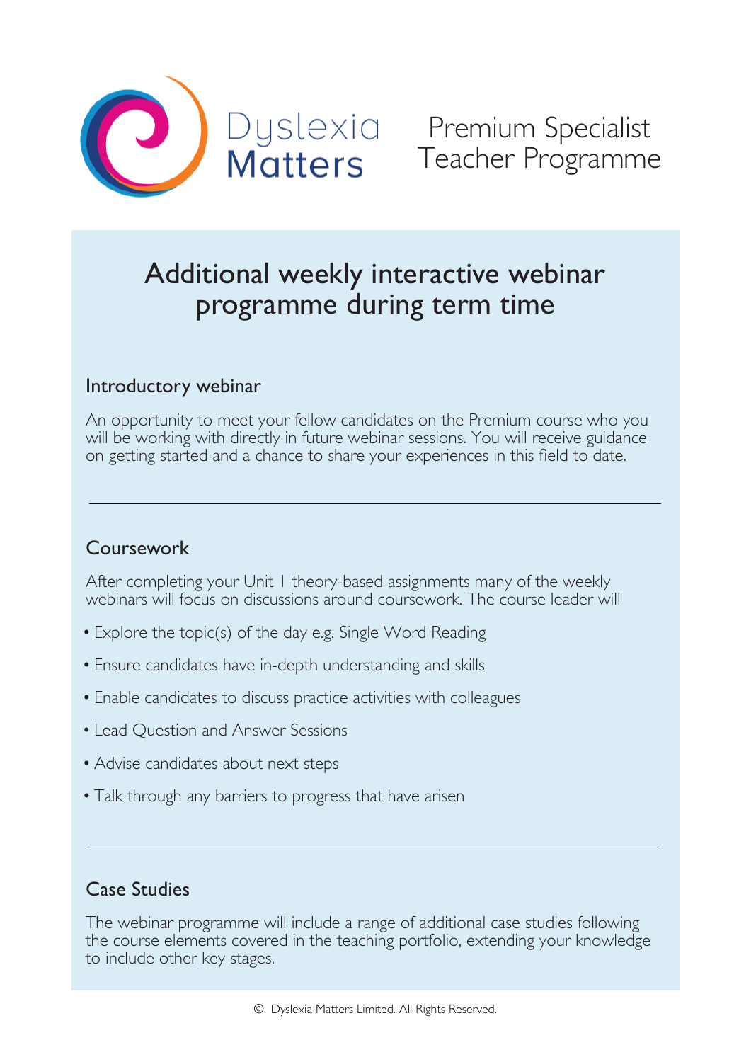Dyslexia Matters

Premium Specialist Teacher Programme

# Additional weekly interactive webinar programme during term time

## Introductory webinar

An opportunity to meet your fellow candidates on the Premium course who you will be working with directly in future webinar sessions. You will receive guidance on getting started and a chance to share your experiences in this field to date.

---

## Coursework

After completing your Unit 1 theory-based assignments many of the weekly webinars will focus on discussions around coursework. The course leader will

- Explore the topic(s) of the day e.g. Single Word Reading
- Ensure candidates have in-depth understanding and skills
- Enable candidates to discuss practice activities with colleagues
- Lead Question and Answer Sessions
- Advise candidates about next steps
- Talk through any barriers to progress that have arisen

---

## Case Studies

The webinar programme will include a range of additional case studies following the course elements covered in the teaching portfolio, extending your knowledge to include other key stages.

© Dyslexia Matters Limited. All Rights Reserved.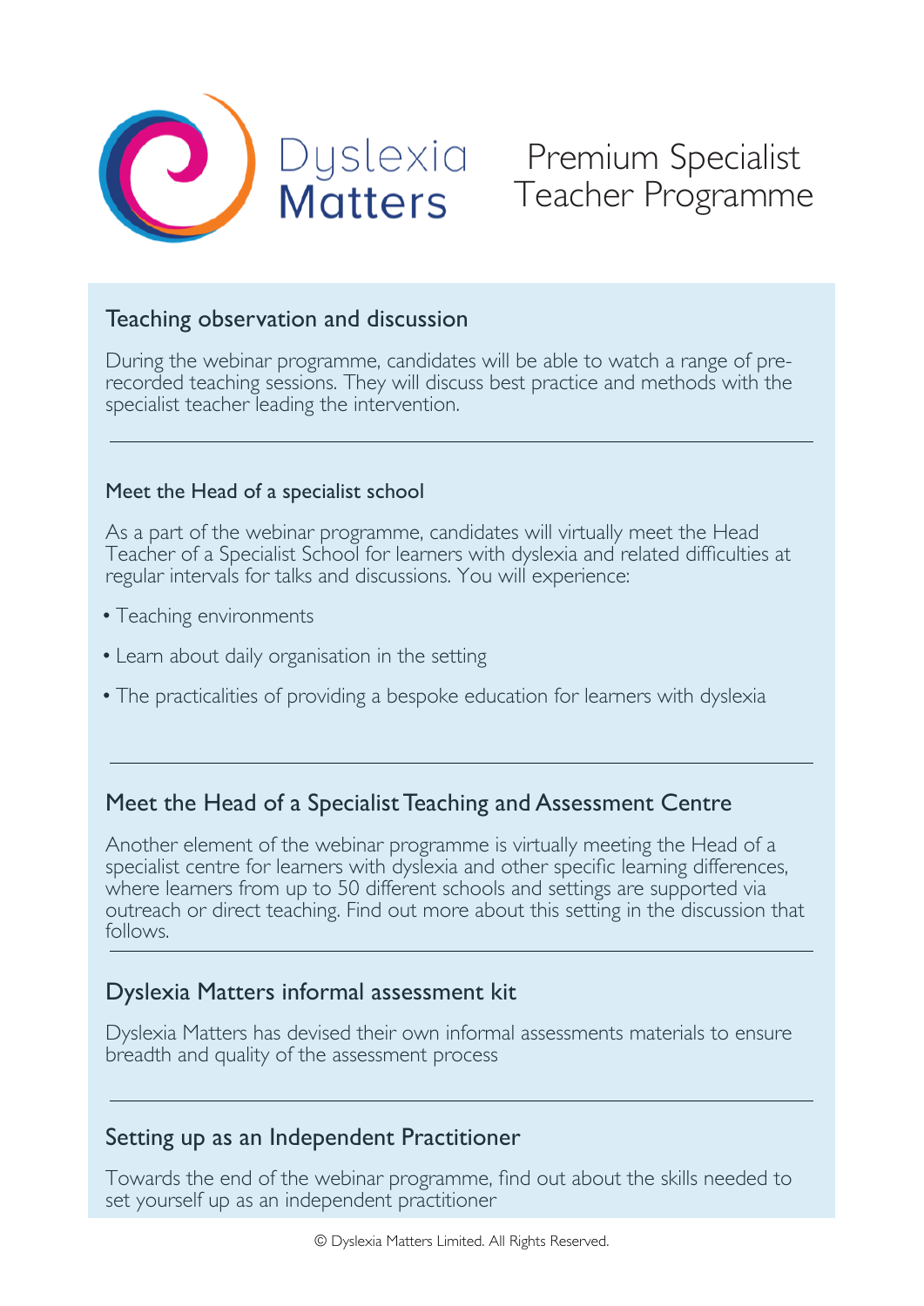Dyslexia Matters

# Premium Specialist Teacher Programme

## Teaching observation and discussion

During the webinar programme, candidates will be able to watch a range of pre-recorded teaching sessions. They will discuss best practice and methods with the specialist teacher leading the intervention.

---

## Meet the Head of a specialist school

As a part of the webinar programme, candidates will virtually meet the Head Teacher of a Specialist School for learners with dyslexia and related difficulties at regular intervals for talks and discussions. You will experience:

- Teaching environments
- Learn about daily organisation in the setting
- The practicalities of providing a bespoke education for learners with dyslexia

---

## Meet the Head of a Specialist Teaching and Assessment Centre

Another element of the webinar programme is virtually meeting the Head of a specialist centre for learners with dyslexia and other specific learning differences, where learners from up to 50 different schools and settings are supported via outreach or direct teaching. Find out more about this setting in the discussion that follows.

---

## Dyslexia Matters informal assessment kit

Dyslexia Matters has devised their own informal assessments materials to ensure breadth and quality of the assessment process

---

## Setting up as an Independent Practitioner

Towards the end of the webinar programme, find out about the skills needed to set yourself up as an independent practitioner

© Dyslexia Matters Limited. All Rights Reserved.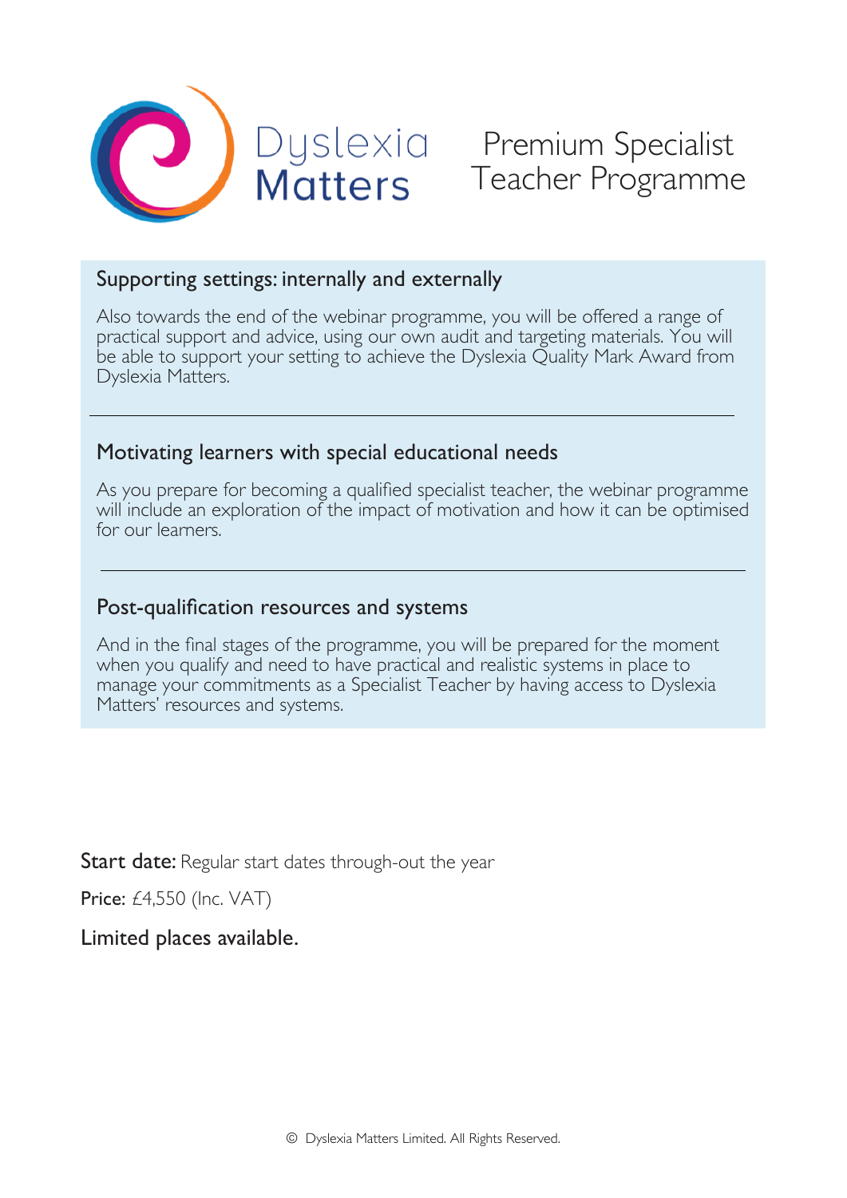Dyslexia Matters

# Premium Specialist Teacher Programme

## Supporting settings: internally and externally

Also towards the end of the webinar programme, you will be offered a range of practical support and advice, using our own audit and targeting materials. You will be able to support your setting to achieve the Dyslexia Quality Mark Award from Dyslexia Matters.

---

## Motivating learners with special educational needs

As you prepare for becoming a qualified specialist teacher, the webinar programme will include an exploration of the impact of motivation and how it can be optimised for our learners.

---

## Post-qualification resources and systems

And in the final stages of the programme, you will be prepared for the moment when you qualify and need to have practical and realistic systems in place to manage your commitments as a Specialist Teacher by having access to Dyslexia Matters' resources and systems.

**Start date:** Regular start dates through-out the year

**Price:** £4,550 (Inc. VAT)

**Limited places available.**

© Dyslexia Matters Limited. All Rights Reserved.